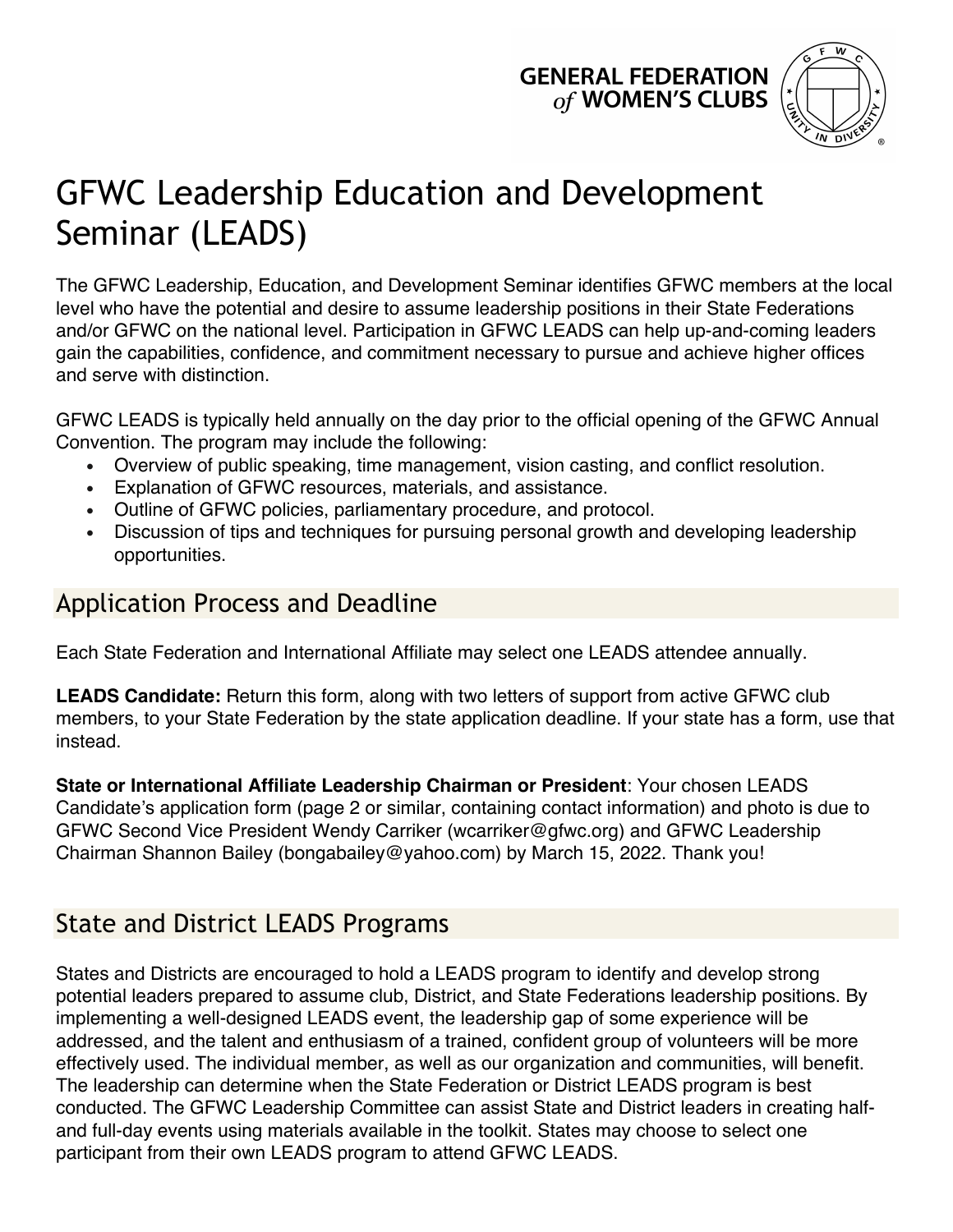GENERAL FEDERATION of WOMEN'S CLUBS

# GFWC Leadership Education and Development Seminar (LEADS)

The GFWC Leadership, Education, and Development Seminar identifies GFWC members at the local level who have the potential and desire to assume leadership positions in their State Federations and/or GFWC on the national level. Participation in GFWC LEADS can help up-and-coming leaders gain the capabilities, confidence, and commitment necessary to pursue and achieve higher offices and serve with distinction.

GFWC LEADS is typically held annually on the day prior to the official opening of the GFWC Annual Convention. The program may include the following:

- Overview of public speaking, time management, vision casting, and conflict resolution.
- Explanation of GFWC resources, materials, and assistance.
- Outline of GFWC policies, parliamentary procedure, and protocol.
- Discussion of tips and techniques for pursuing personal growth and developing leadership opportunities.

## Application Process and Deadline

Each State Federation and International Affiliate may select one LEADS attendee annually.

**LEADS Candidate:** Return this form, along with two letters of support from active GFWC club members, to your State Federation by the state application deadline. If your state has a form, use that instead.

**State or International Affiliate Leadership Chairman or President**: Your chosen LEADS Candidate's application form (page 2 or similar, containing contact information) and photo is due to GFWC Second Vice President Wendy Carriker (wcarriker@gfwc.org) and GFWC Leadership Chairman Shannon Bailey (bongabailey@yahoo.com) by March 15, 2022. Thank you!

## State and District LEADS Programs

States and Districts are encouraged to hold a LEADS program to identify and develop strong potential leaders prepared to assume club, District, and State Federations leadership positions. By implementing a well-designed LEADS event, the leadership gap of some experience will be addressed, and the talent and enthusiasm of a trained, confident group of volunteers will be more effectively used. The individual member, as well as our organization and communities, will benefit. The leadership can determine when the State Federation or District LEADS program is best conducted. The GFWC Leadership Committee can assist State and District leaders in creating half- and full-day events using materials available in the toolkit. States may choose to select one participant from their own LEADS program to attend GFWC LEADS.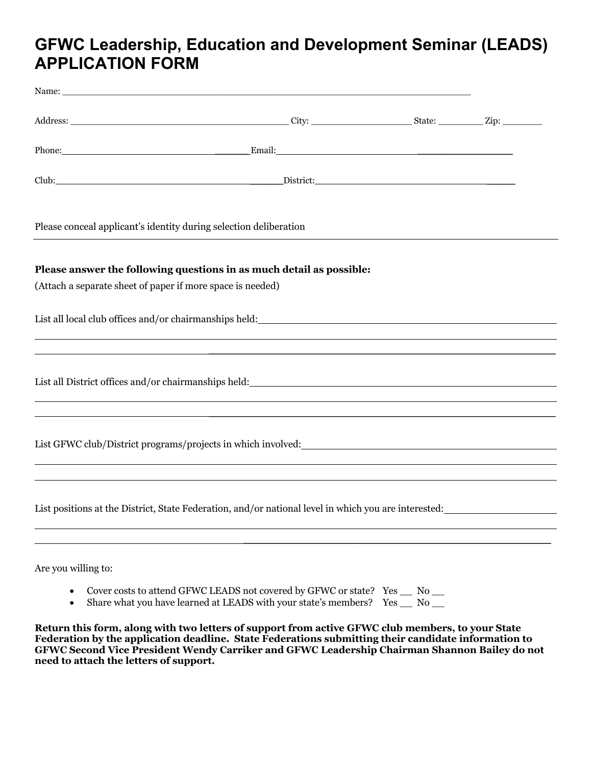# GFWC Leadership, Education and Development Seminar (LEADS) APPLICATION FORM

Name: ____________________________________________________________________

Address: ____________________________________ City: ________________ State: _______ Zip: ______

Phone: ________________________________ Email: ________________________________________

Club: ____________________________________ District: ___________________________________

Please conceal applicant's identity during selection deliberation

---

**Please answer the following questions in as much detail as possible:**

(Attach a separate sheet of paper if more space is needed)

List all local club offices and/or chairmanships held: ______________________________________

____________________________________________________________________________________

____________________________________________________________________________________

List all District offices and/or chairmanships held: _________________________________________

____________________________________________________________________________________

____________________________________________________________________________________

List GFWC club/District programs/projects in which involved: _______________________________

____________________________________________________________________________________

____________________________________________________________________________________

List positions at the District, State Federation, and/or national level in which you are interested: _________

____________________________________________________________________________________

____________________________________________________________________________________

Are you willing to:

- Cover costs to attend GFWC LEADS not covered by GFWC or state? Yes __ No __
- Share what you have learned at LEADS with your state's members? Yes __ No __

**Return this form, along with two letters of support from active GFWC club members, to your State Federation by the application deadline. State Federations submitting their candidate information to GFWC Second Vice President Wendy Carriker and GFWC Leadership Chairman Shannon Bailey do not need to attach the letters of support.**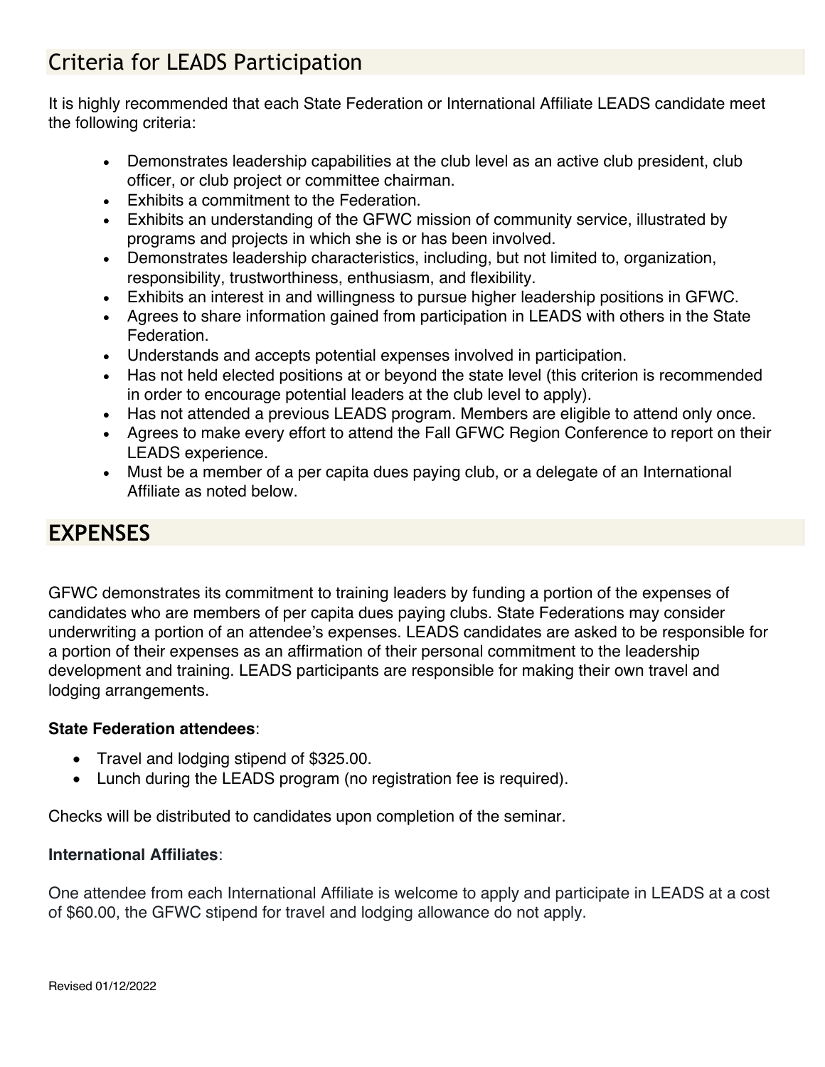## Criteria for LEADS Participation

It is highly recommended that each State Federation or International Affiliate LEADS candidate meet the following criteria:

- Demonstrates leadership capabilities at the club level as an active club president, club officer, or club project or committee chairman.
- Exhibits a commitment to the Federation.
- Exhibits an understanding of the GFWC mission of community service, illustrated by programs and projects in which she is or has been involved.
- Demonstrates leadership characteristics, including, but not limited to, organization, responsibility, trustworthiness, enthusiasm, and flexibility.
- Exhibits an interest in and willingness to pursue higher leadership positions in GFWC.
- Agrees to share information gained from participation in LEADS with others in the State Federation.
- Understands and accepts potential expenses involved in participation.
- Has not held elected positions at or beyond the state level (this criterion is recommended in order to encourage potential leaders at the club level to apply).
- Has not attended a previous LEADS program. Members are eligible to attend only once.
- Agrees to make every effort to attend the Fall GFWC Region Conference to report on their LEADS experience.
- Must be a member of a per capita dues paying club, or a delegate of an International Affiliate as noted below.

## EXPENSES

GFWC demonstrates its commitment to training leaders by funding a portion of the expenses of candidates who are members of per capita dues paying clubs. State Federations may consider underwriting a portion of an attendee's expenses. LEADS candidates are asked to be responsible for a portion of their expenses as an affirmation of their personal commitment to the leadership development and training. LEADS participants are responsible for making their own travel and lodging arrangements.

**State Federation attendees**:

- Travel and lodging stipend of $325.00.
- Lunch during the LEADS program (no registration fee is required).

Checks will be distributed to candidates upon completion of the seminar.

**International Affiliates**:

One attendee from each International Affiliate is welcome to apply and participate in LEADS at a cost of $60.00, the GFWC stipend for travel and lodging allowance do not apply.

Revised 01/12/2022